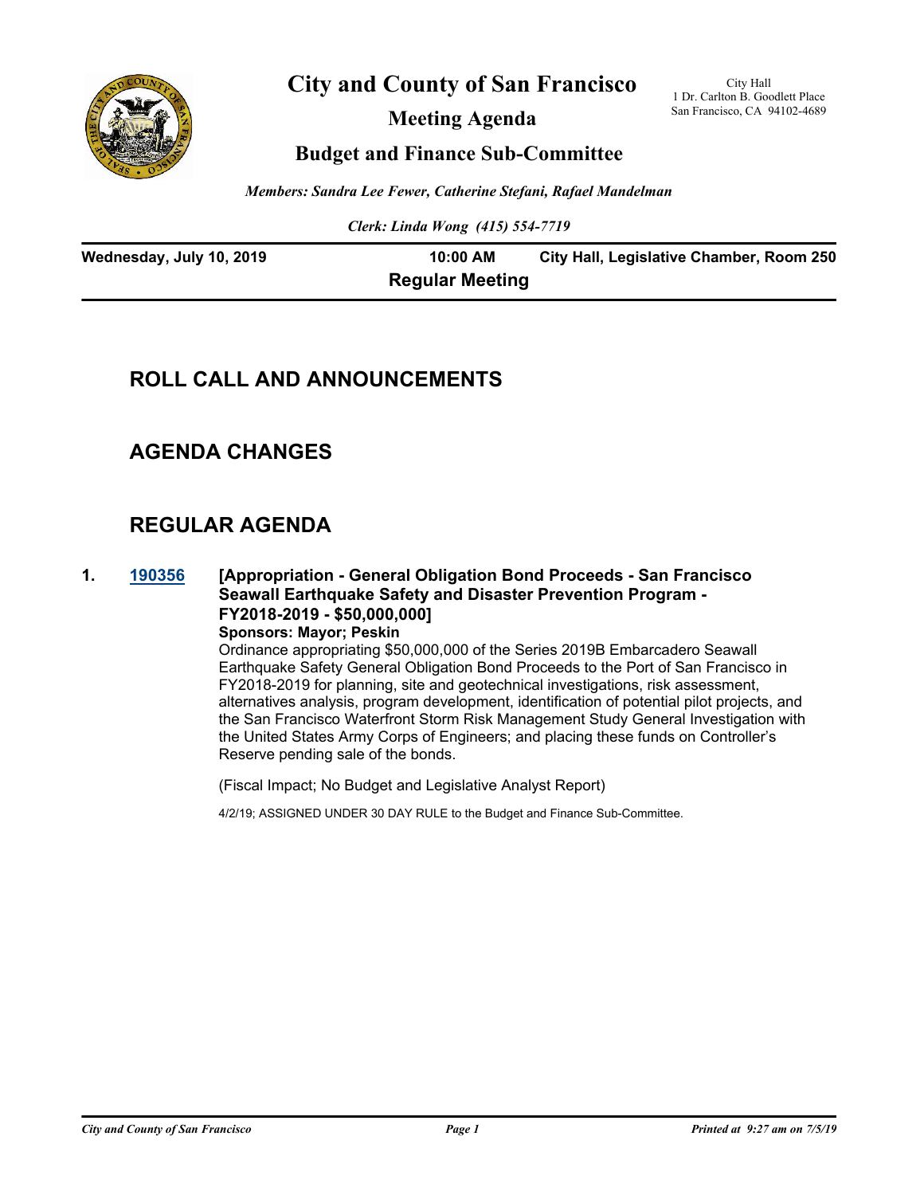# City and County of San Francisco

City Hall
1 Dr. Carlton B. Goodlett Place
San Francisco, CA 94102-4689

## Meeting Agenda

## Budget and Finance Sub-Committee

*Members: Sandra Lee Fewer, Catherine Stefani, Rafael Mandelman*

*Clerk: Linda Wong (415) 554-7719*

**Wednesday, July 10, 2019** **10:00 AM** **City Hall, Legislative Chamber, Room 250**

**Regular Meeting**

## ROLL CALL AND ANNOUNCEMENTS

## AGENDA CHANGES

## REGULAR AGENDA

**1. 190356 [Appropriation - General Obligation Bond Proceeds - San Francisco Seawall Earthquake Safety and Disaster Prevention Program - FY2018-2019 - $50,000,000]**

**Sponsors: Mayor; Peskin**

Ordinance appropriating $50,000,000 of the Series 2019B Embarcadero Seawall Earthquake Safety General Obligation Bond Proceeds to the Port of San Francisco in FY2018-2019 for planning, site and geotechnical investigations, risk assessment, alternatives analysis, program development, identification of potential pilot projects, and the San Francisco Waterfront Storm Risk Management Study General Investigation with the United States Army Corps of Engineers; and placing these funds on Controller's Reserve pending sale of the bonds.

(Fiscal Impact; No Budget and Legislative Analyst Report)

4/2/19; ASSIGNED UNDER 30 DAY RULE to the Budget and Finance Sub-Committee.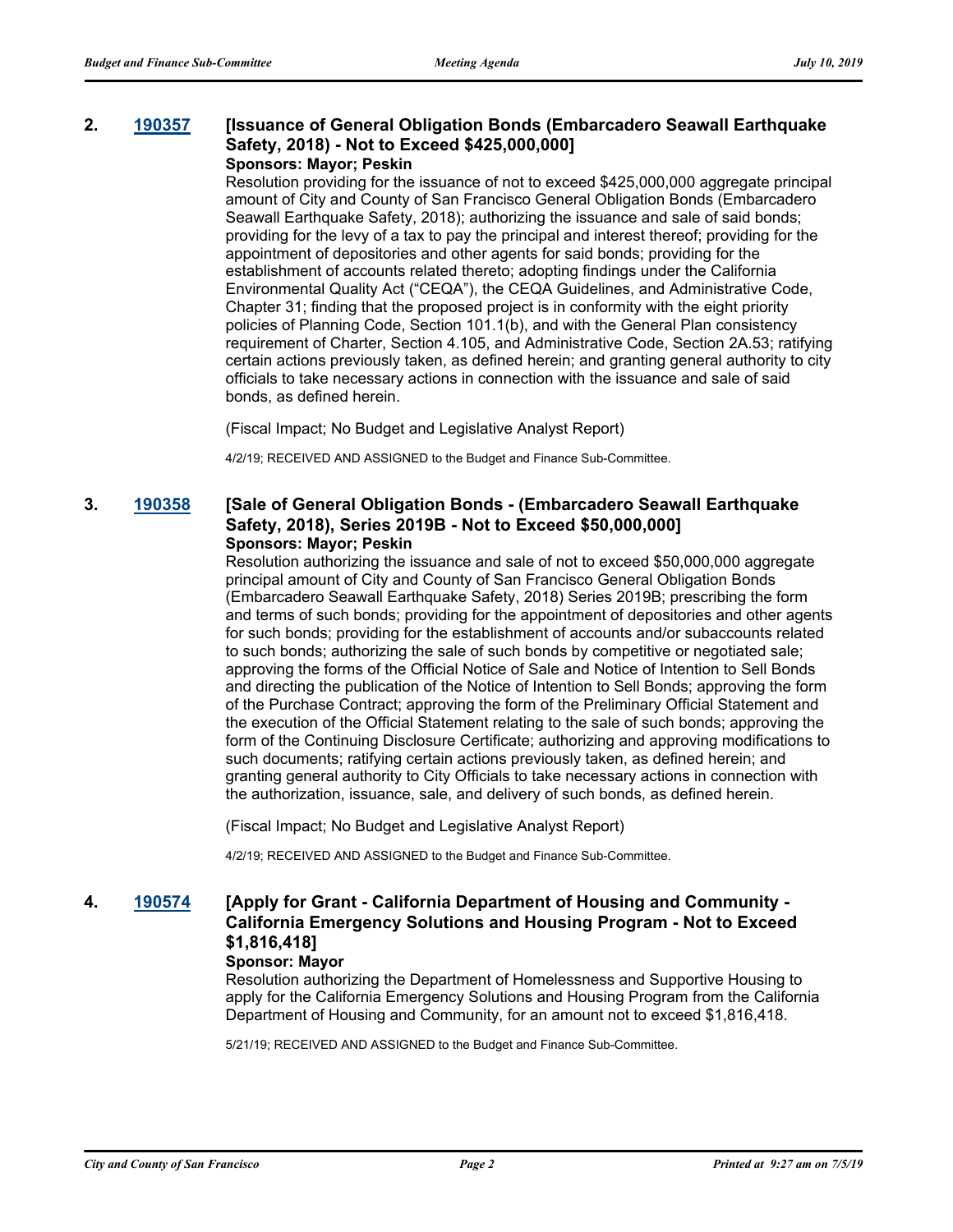## 2. [190357](#) [Issuance of General Obligation Bonds (Embarcadero Seawall Earthquake Safety, 2018) - Not to Exceed $425,000,000]

**Sponsors: Mayor; Peskin**

Resolution providing for the issuance of not to exceed $425,000,000 aggregate principal amount of City and County of San Francisco General Obligation Bonds (Embarcadero Seawall Earthquake Safety, 2018); authorizing the issuance and sale of said bonds; providing for the levy of a tax to pay the principal and interest thereof; providing for the appointment of depositories and other agents for said bonds; providing for the establishment of accounts related thereto; adopting findings under the California Environmental Quality Act ("CEQA"), the CEQA Guidelines, and Administrative Code, Chapter 31; finding that the proposed project is in conformity with the eight priority policies of Planning Code, Section 101.1(b), and with the General Plan consistency requirement of Charter, Section 4.105, and Administrative Code, Section 2A.53; ratifying certain actions previously taken, as defined herein; and granting general authority to city officials to take necessary actions in connection with the issuance and sale of said bonds, as defined herein.

(Fiscal Impact; No Budget and Legislative Analyst Report)

4/2/19; RECEIVED AND ASSIGNED to the Budget and Finance Sub-Committee.

## 3. [190358](#) [Sale of General Obligation Bonds - (Embarcadero Seawall Earthquake Safety, 2018), Series 2019B - Not to Exceed $50,000,000]

**Sponsors: Mayor; Peskin**

Resolution authorizing the issuance and sale of not to exceed $50,000,000 aggregate principal amount of City and County of San Francisco General Obligation Bonds (Embarcadero Seawall Earthquake Safety, 2018) Series 2019B; prescribing the form and terms of such bonds; providing for the appointment of depositories and other agents for such bonds; providing for the establishment of accounts and/or subaccounts related to such bonds; authorizing the sale of such bonds by competitive or negotiated sale; approving the forms of the Official Notice of Sale and Notice of Intention to Sell Bonds and directing the publication of the Notice of Intention to Sell Bonds; approving the form of the Purchase Contract; approving the form of the Preliminary Official Statement and the execution of the Official Statement relating to the sale of such bonds; approving the form of the Continuing Disclosure Certificate; authorizing and approving modifications to such documents; ratifying certain actions previously taken, as defined herein; and granting general authority to City Officials to take necessary actions in connection with the authorization, issuance, sale, and delivery of such bonds, as defined herein.

(Fiscal Impact; No Budget and Legislative Analyst Report)

4/2/19; RECEIVED AND ASSIGNED to the Budget and Finance Sub-Committee.

## 4. [190574](#) [Apply for Grant - California Department of Housing and Community - California Emergency Solutions and Housing Program - Not to Exceed $1,816,418]

**Sponsor: Mayor**

Resolution authorizing the Department of Homelessness and Supportive Housing to apply for the California Emergency Solutions and Housing Program from the California Department of Housing and Community, for an amount not to exceed $1,816,418.

5/21/19; RECEIVED AND ASSIGNED to the Budget and Finance Sub-Committee.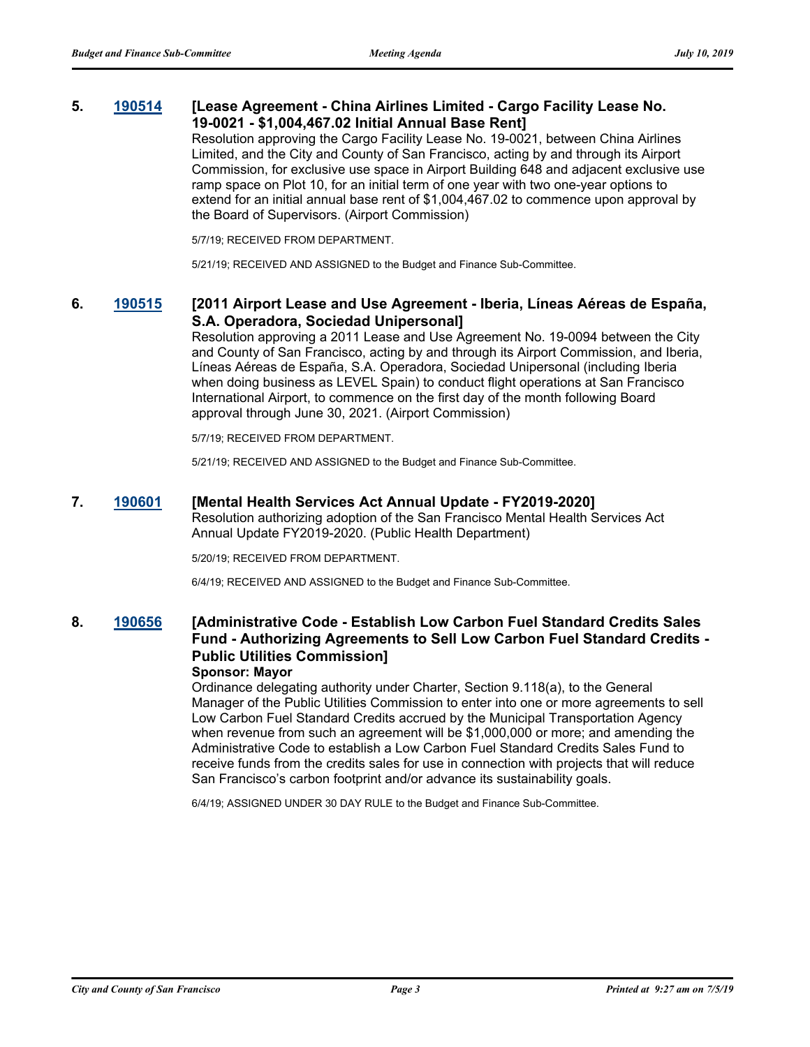**5. 190514 [Lease Agreement - China Airlines Limited - Cargo Facility Lease No. 19-0021 - $1,004,467.02 Initial Annual Base Rent]**

Resolution approving the Cargo Facility Lease No. 19-0021, between China Airlines Limited, and the City and County of San Francisco, acting by and through its Airport Commission, for exclusive use space in Airport Building 648 and adjacent exclusive use ramp space on Plot 10, for an initial term of one year with two one-year options to extend for an initial annual base rent of $1,004,467.02 to commence upon approval by the Board of Supervisors. (Airport Commission)

5/7/19; RECEIVED FROM DEPARTMENT.

5/21/19; RECEIVED AND ASSIGNED to the Budget and Finance Sub-Committee.

**6. 190515 [2011 Airport Lease and Use Agreement - Iberia, Líneas Aéreas de España, S.A. Operadora, Sociedad Unipersonal]**

Resolution approving a 2011 Lease and Use Agreement No. 19-0094 between the City and County of San Francisco, acting by and through its Airport Commission, and Iberia, Líneas Aéreas de España, S.A. Operadora, Sociedad Unipersonal (including Iberia when doing business as LEVEL Spain) to conduct flight operations at San Francisco International Airport, to commence on the first day of the month following Board approval through June 30, 2021. (Airport Commission)

5/7/19; RECEIVED FROM DEPARTMENT.

5/21/19; RECEIVED AND ASSIGNED to the Budget and Finance Sub-Committee.

**7. 190601 [Mental Health Services Act Annual Update - FY2019-2020]**

Resolution authorizing adoption of the San Francisco Mental Health Services Act Annual Update FY2019-2020. (Public Health Department)

5/20/19; RECEIVED FROM DEPARTMENT.

6/4/19; RECEIVED AND ASSIGNED to the Budget and Finance Sub-Committee.

**8. 190656 [Administrative Code - Establish Low Carbon Fuel Standard Credits Sales Fund - Authorizing Agreements to Sell Low Carbon Fuel Standard Credits - Public Utilities Commission]**

**Sponsor: Mayor**

Ordinance delegating authority under Charter, Section 9.118(a), to the General Manager of the Public Utilities Commission to enter into one or more agreements to sell Low Carbon Fuel Standard Credits accrued by the Municipal Transportation Agency when revenue from such an agreement will be $1,000,000 or more; and amending the Administrative Code to establish a Low Carbon Fuel Standard Credits Sales Fund to receive funds from the credits sales for use in connection with projects that will reduce San Francisco's carbon footprint and/or advance its sustainability goals.

6/4/19; ASSIGNED UNDER 30 DAY RULE to the Budget and Finance Sub-Committee.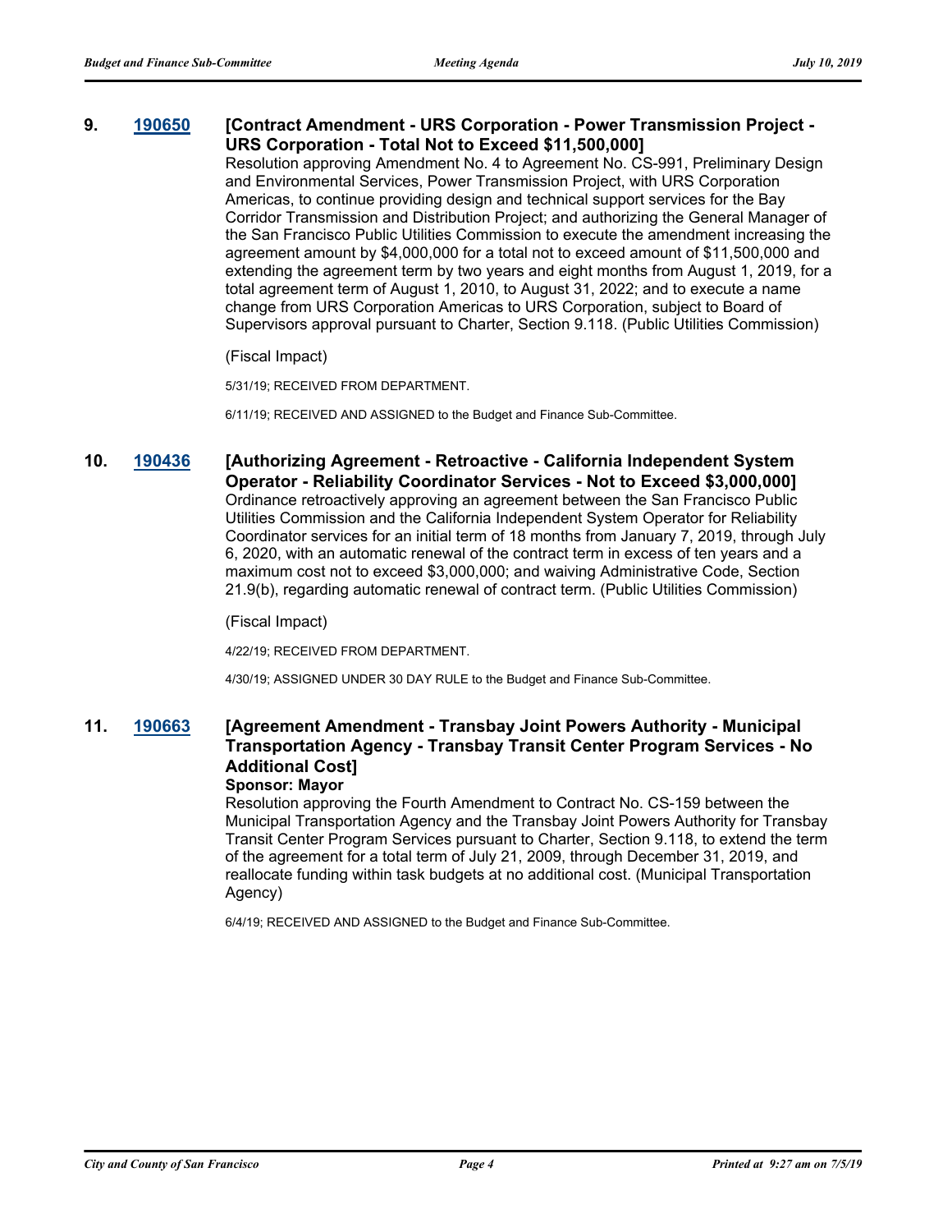**9. 190650 [Contract Amendment - URS Corporation - Power Transmission Project - URS Corporation - Total Not to Exceed $11,500,000]**

Resolution approving Amendment No. 4 to Agreement No. CS-991, Preliminary Design and Environmental Services, Power Transmission Project, with URS Corporation Americas, to continue providing design and technical support services for the Bay Corridor Transmission and Distribution Project; and authorizing the General Manager of the San Francisco Public Utilities Commission to execute the amendment increasing the agreement amount by $4,000,000 for a total not to exceed amount of $11,500,000 and extending the agreement term by two years and eight months from August 1, 2019, for a total agreement term of August 1, 2010, to August 31, 2022; and to execute a name change from URS Corporation Americas to URS Corporation, subject to Board of Supervisors approval pursuant to Charter, Section 9.118. (Public Utilities Commission)

(Fiscal Impact)

5/31/19; RECEIVED FROM DEPARTMENT.

6/11/19; RECEIVED AND ASSIGNED to the Budget and Finance Sub-Committee.

**10. 190436 [Authorizing Agreement - Retroactive - California Independent System Operator - Reliability Coordinator Services - Not to Exceed $3,000,000]**

Ordinance retroactively approving an agreement between the San Francisco Public Utilities Commission and the California Independent System Operator for Reliability Coordinator services for an initial term of 18 months from January 7, 2019, through July 6, 2020, with an automatic renewal of the contract term in excess of ten years and a maximum cost not to exceed $3,000,000; and waiving Administrative Code, Section 21.9(b), regarding automatic renewal of contract term. (Public Utilities Commission)

(Fiscal Impact)

4/22/19; RECEIVED FROM DEPARTMENT.

4/30/19; ASSIGNED UNDER 30 DAY RULE to the Budget and Finance Sub-Committee.

**11. 190663 [Agreement Amendment - Transbay Joint Powers Authority - Municipal Transportation Agency - Transbay Transit Center Program Services - No Additional Cost]**

**Sponsor: Mayor**

Resolution approving the Fourth Amendment to Contract No. CS-159 between the Municipal Transportation Agency and the Transbay Joint Powers Authority for Transbay Transit Center Program Services pursuant to Charter, Section 9.118, to extend the term of the agreement for a total term of July 21, 2009, through December 31, 2019, and reallocate funding within task budgets at no additional cost. (Municipal Transportation Agency)

6/4/19; RECEIVED AND ASSIGNED to the Budget and Finance Sub-Committee.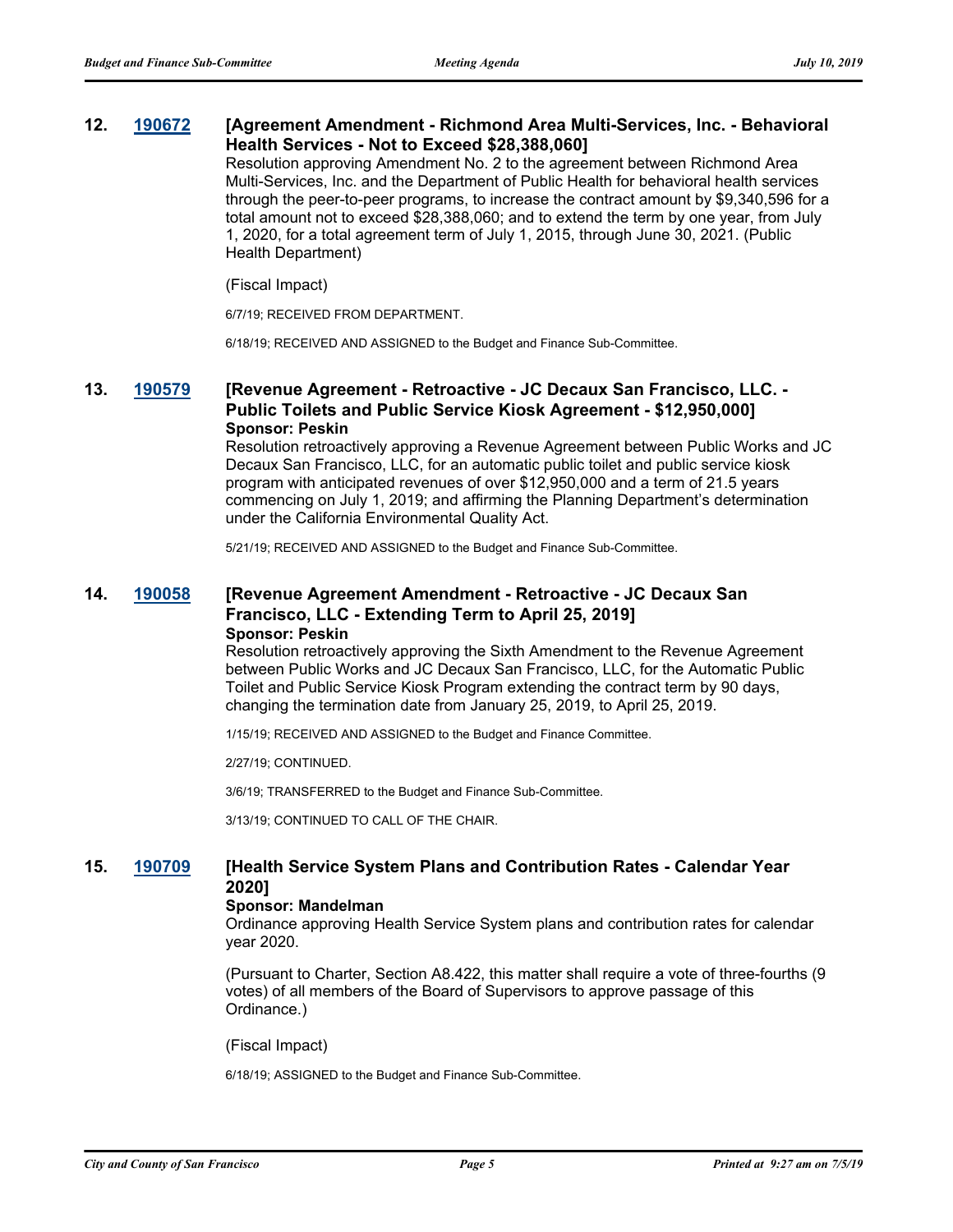**12. 190672 [Agreement Amendment - Richmond Area Multi-Services, Inc. - Behavioral Health Services - Not to Exceed $28,388,060]**

Resolution approving Amendment No. 2 to the agreement between Richmond Area Multi-Services, Inc. and the Department of Public Health for behavioral health services through the peer-to-peer programs, to increase the contract amount by $9,340,596 for a total amount not to exceed $28,388,060; and to extend the term by one year, from July 1, 2020, for a total agreement term of July 1, 2015, through June 30, 2021. (Public Health Department)

(Fiscal Impact)

6/7/19; RECEIVED FROM DEPARTMENT.

6/18/19; RECEIVED AND ASSIGNED to the Budget and Finance Sub-Committee.

**13. 190579 [Revenue Agreement - Retroactive - JC Decaux San Francisco, LLC. - Public Toilets and Public Service Kiosk Agreement - $12,950,000]**

**Sponsor: Peskin**

Resolution retroactively approving a Revenue Agreement between Public Works and JC Decaux San Francisco, LLC, for an automatic public toilet and public service kiosk program with anticipated revenues of over $12,950,000 and a term of 21.5 years commencing on July 1, 2019; and affirming the Planning Department's determination under the California Environmental Quality Act.

5/21/19; RECEIVED AND ASSIGNED to the Budget and Finance Sub-Committee.

**14. 190058 [Revenue Agreement Amendment - Retroactive - JC Decaux San Francisco, LLC - Extending Term to April 25, 2019]**

**Sponsor: Peskin**

Resolution retroactively approving the Sixth Amendment to the Revenue Agreement between Public Works and JC Decaux San Francisco, LLC, for the Automatic Public Toilet and Public Service Kiosk Program extending the contract term by 90 days, changing the termination date from January 25, 2019, to April 25, 2019.

1/15/19; RECEIVED AND ASSIGNED to the Budget and Finance Committee.

2/27/19; CONTINUED.

3/6/19; TRANSFERRED to the Budget and Finance Sub-Committee.

3/13/19; CONTINUED TO CALL OF THE CHAIR.

**15. 190709 [Health Service System Plans and Contribution Rates - Calendar Year 2020]**

**Sponsor: Mandelman**

Ordinance approving Health Service System plans and contribution rates for calendar year 2020.

(Pursuant to Charter, Section A8.422, this matter shall require a vote of three-fourths (9 votes) of all members of the Board of Supervisors to approve passage of this Ordinance.)

(Fiscal Impact)

6/18/19; ASSIGNED to the Budget and Finance Sub-Committee.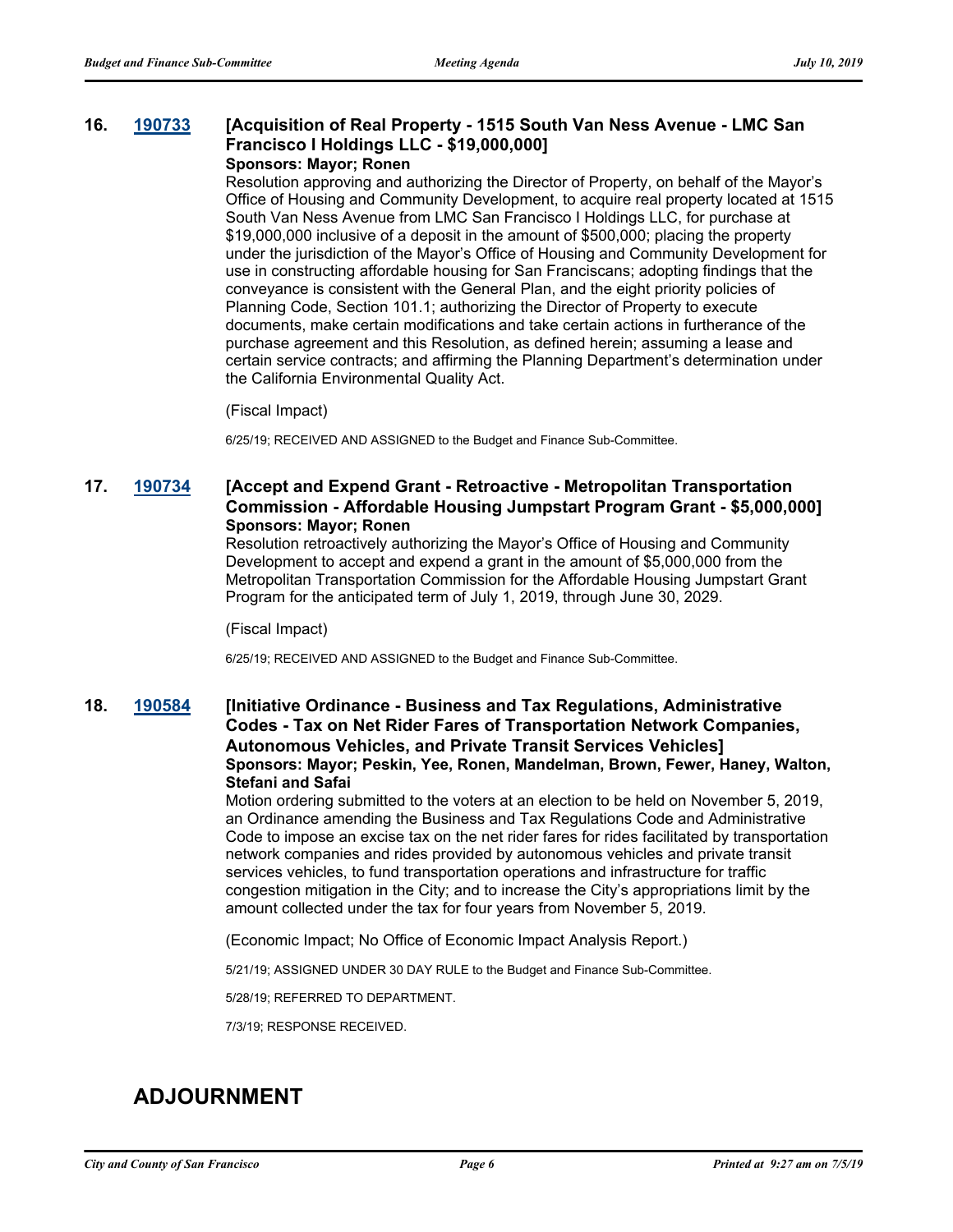**16. 190733 [Acquisition of Real Property - 1515 South Van Ness Avenue - LMC San Francisco I Holdings LLC - $19,000,000]**

**Sponsors: Mayor; Ronen**

Resolution approving and authorizing the Director of Property, on behalf of the Mayor's Office of Housing and Community Development, to acquire real property located at 1515 South Van Ness Avenue from LMC San Francisco I Holdings LLC, for purchase at $19,000,000 inclusive of a deposit in the amount of $500,000; placing the property under the jurisdiction of the Mayor's Office of Housing and Community Development for use in constructing affordable housing for San Franciscans; adopting findings that the conveyance is consistent with the General Plan, and the eight priority policies of Planning Code, Section 101.1; authorizing the Director of Property to execute documents, make certain modifications and take certain actions in furtherance of the purchase agreement and this Resolution, as defined herein; assuming a lease and certain service contracts; and affirming the Planning Department's determination under the California Environmental Quality Act.

(Fiscal Impact)

6/25/19; RECEIVED AND ASSIGNED to the Budget and Finance Sub-Committee.

**17. 190734 [Accept and Expend Grant - Retroactive - Metropolitan Transportation Commission - Affordable Housing Jumpstart Program Grant - $5,000,000]**

**Sponsors: Mayor; Ronen**

Resolution retroactively authorizing the Mayor's Office of Housing and Community Development to accept and expend a grant in the amount of $5,000,000 from the Metropolitan Transportation Commission for the Affordable Housing Jumpstart Grant Program for the anticipated term of July 1, 2019, through June 30, 2029.

(Fiscal Impact)

6/25/19; RECEIVED AND ASSIGNED to the Budget and Finance Sub-Committee.

**18. 190584 [Initiative Ordinance - Business and Tax Regulations, Administrative Codes - Tax on Net Rider Fares of Transportation Network Companies, Autonomous Vehicles, and Private Transit Services Vehicles]**

**Sponsors: Mayor; Peskin, Yee, Ronen, Mandelman, Brown, Fewer, Haney, Walton, Stefani and Safai**

Motion ordering submitted to the voters at an election to be held on November 5, 2019, an Ordinance amending the Business and Tax Regulations Code and Administrative Code to impose an excise tax on the net rider fares for rides facilitated by transportation network companies and rides provided by autonomous vehicles and private transit services vehicles, to fund transportation operations and infrastructure for traffic congestion mitigation in the City; and to increase the City's appropriations limit by the amount collected under the tax for four years from November 5, 2019.

(Economic Impact; No Office of Economic Impact Analysis Report.)

5/21/19; ASSIGNED UNDER 30 DAY RULE to the Budget and Finance Sub-Committee.

5/28/19; REFERRED TO DEPARTMENT.

7/3/19; RESPONSE RECEIVED.

## ADJOURNMENT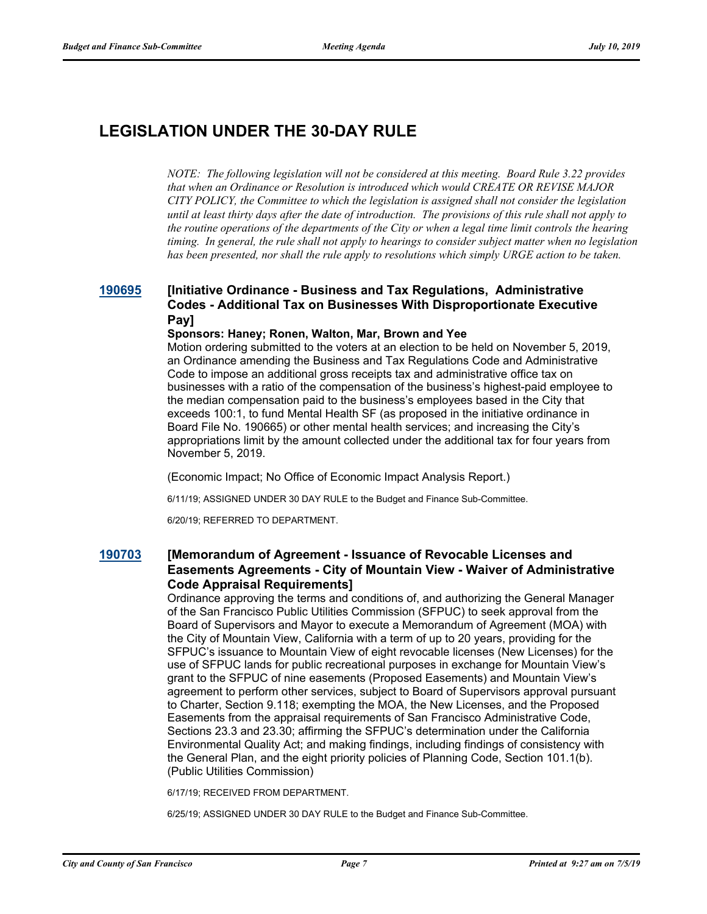# LEGISLATION UNDER THE 30-DAY RULE

*NOTE: The following legislation will not be considered at this meeting. Board Rule 3.22 provides that when an Ordinance or Resolution is introduced which would CREATE OR REVISE MAJOR CITY POLICY, the Committee to which the legislation is assigned shall not consider the legislation until at least thirty days after the date of introduction. The provisions of this rule shall not apply to the routine operations of the departments of the City or when a legal time limit controls the hearing timing. In general, the rule shall not apply to hearings to consider subject matter when no legislation has been presented, nor shall the rule apply to resolutions which simply URGE action to be taken.*

### 190695 [Initiative Ordinance - Business and Tax Regulations, Administrative Codes - Additional Tax on Businesses With Disproportionate Executive Pay]

**Sponsors: Haney; Ronen, Walton, Mar, Brown and Yee**

Motion ordering submitted to the voters at an election to be held on November 5, 2019, an Ordinance amending the Business and Tax Regulations Code and Administrative Code to impose an additional gross receipts tax and administrative office tax on businesses with a ratio of the compensation of the business's highest-paid employee to the median compensation paid to the business's employees based in the City that exceeds 100:1, to fund Mental Health SF (as proposed in the initiative ordinance in Board File No. 190665) or other mental health services; and increasing the City's appropriations limit by the amount collected under the additional tax for four years from November 5, 2019.

(Economic Impact; No Office of Economic Impact Analysis Report.)

6/11/19; ASSIGNED UNDER 30 DAY RULE to the Budget and Finance Sub-Committee.

6/20/19; REFERRED TO DEPARTMENT.

### 190703 [Memorandum of Agreement - Issuance of Revocable Licenses and Easements Agreements - City of Mountain View - Waiver of Administrative Code Appraisal Requirements]

Ordinance approving the terms and conditions of, and authorizing the General Manager of the San Francisco Public Utilities Commission (SFPUC) to seek approval from the Board of Supervisors and Mayor to execute a Memorandum of Agreement (MOA) with the City of Mountain View, California with a term of up to 20 years, providing for the SFPUC's issuance to Mountain View of eight revocable licenses (New Licenses) for the use of SFPUC lands for public recreational purposes in exchange for Mountain View's grant to the SFPUC of nine easements (Proposed Easements) and Mountain View's agreement to perform other services, subject to Board of Supervisors approval pursuant to Charter, Section 9.118; exempting the MOA, the New Licenses, and the Proposed Easements from the appraisal requirements of San Francisco Administrative Code, Sections 23.3 and 23.30; affirming the SFPUC's determination under the California Environmental Quality Act; and making findings, including findings of consistency with the General Plan, and the eight priority policies of Planning Code, Section 101.1(b). (Public Utilities Commission)

6/17/19; RECEIVED FROM DEPARTMENT.

6/25/19; ASSIGNED UNDER 30 DAY RULE to the Budget and Finance Sub-Committee.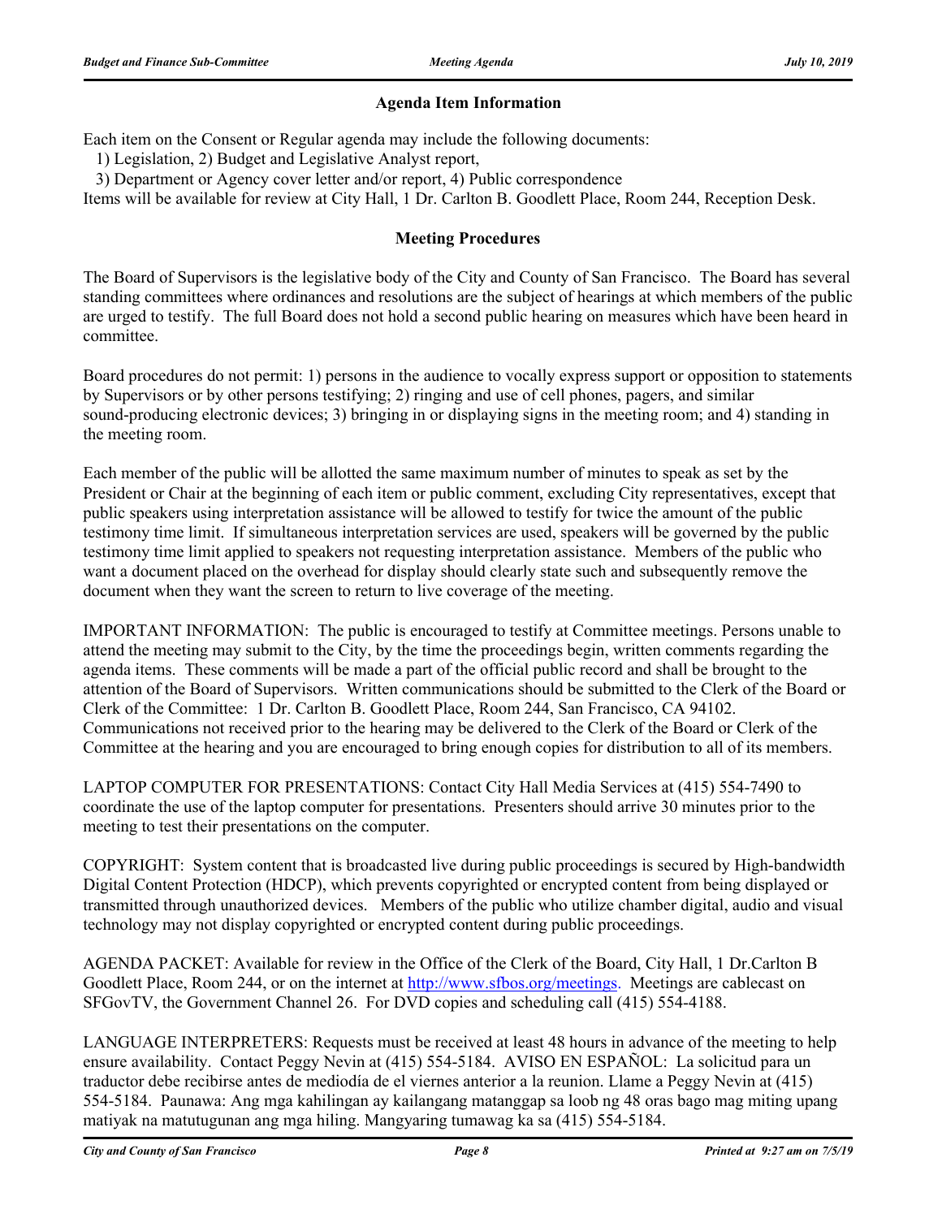## Agenda Item Information

Each item on the Consent or Regular agenda may include the following documents:
1) Legislation, 2) Budget and Legislative Analyst report,
3) Department or Agency cover letter and/or report, 4) Public correspondence
Items will be available for review at City Hall, 1 Dr. Carlton B. Goodlett Place, Room 244, Reception Desk.

## Meeting Procedures

The Board of Supervisors is the legislative body of the City and County of San Francisco. The Board has several standing committees where ordinances and resolutions are the subject of hearings at which members of the public are urged to testify. The full Board does not hold a second public hearing on measures which have been heard in committee.

Board procedures do not permit: 1) persons in the audience to vocally express support or opposition to statements by Supervisors or by other persons testifying; 2) ringing and use of cell phones, pagers, and similar sound-producing electronic devices; 3) bringing in or displaying signs in the meeting room; and 4) standing in the meeting room.

Each member of the public will be allotted the same maximum number of minutes to speak as set by the President or Chair at the beginning of each item or public comment, excluding City representatives, except that public speakers using interpretation assistance will be allowed to testify for twice the amount of the public testimony time limit. If simultaneous interpretation services are used, speakers will be governed by the public testimony time limit applied to speakers not requesting interpretation assistance. Members of the public who want a document placed on the overhead for display should clearly state such and subsequently remove the document when they want the screen to return to live coverage of the meeting.

IMPORTANT INFORMATION: The public is encouraged to testify at Committee meetings. Persons unable to attend the meeting may submit to the City, by the time the proceedings begin, written comments regarding the agenda items. These comments will be made a part of the official public record and shall be brought to the attention of the Board of Supervisors. Written communications should be submitted to the Clerk of the Board or Clerk of the Committee: 1 Dr. Carlton B. Goodlett Place, Room 244, San Francisco, CA 94102. Communications not received prior to the hearing may be delivered to the Clerk of the Board or Clerk of the Committee at the hearing and you are encouraged to bring enough copies for distribution to all of its members.

LAPTOP COMPUTER FOR PRESENTATIONS: Contact City Hall Media Services at (415) 554-7490 to coordinate the use of the laptop computer for presentations. Presenters should arrive 30 minutes prior to the meeting to test their presentations on the computer.

COPYRIGHT: System content that is broadcasted live during public proceedings is secured by High-bandwidth Digital Content Protection (HDCP), which prevents copyrighted or encrypted content from being displayed or transmitted through unauthorized devices. Members of the public who utilize chamber digital, audio and visual technology may not display copyrighted or encrypted content during public proceedings.

AGENDA PACKET: Available for review in the Office of the Clerk of the Board, City Hall, 1 Dr.Carlton B Goodlett Place, Room 244, or on the internet at http://www.sfbos.org/meetings. Meetings are cablecast on SFGovTV, the Government Channel 26. For DVD copies and scheduling call (415) 554-4188.

LANGUAGE INTERPRETERS: Requests must be received at least 48 hours in advance of the meeting to help ensure availability. Contact Peggy Nevin at (415) 554-5184. AVISO EN ESPAÑOL: La solicitud para un traductor debe recibirse antes de mediodía de el viernes anterior a la reunion. Llame a Peggy Nevin at (415) 554-5184. Paunawa: Ang mga kahilingan ay kailangang matanggap sa loob ng 48 oras bago mag miting upang matiyak na matutugunan ang mga hiling. Mangyaring tumawag ka sa (415) 554-5184.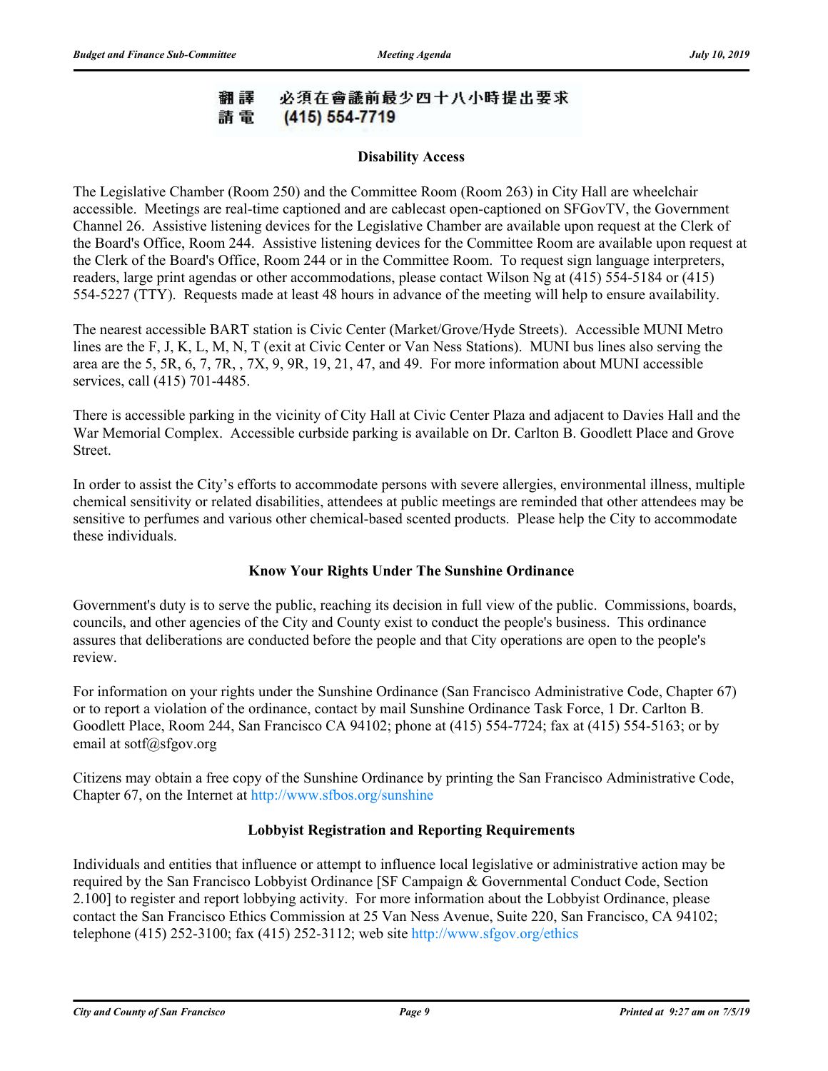翻譯　必須在會議前最少四十八小時提出要求
請電　(415) 554-7719

## Disability Access

The Legislative Chamber (Room 250) and the Committee Room (Room 263) in City Hall are wheelchair accessible. Meetings are real-time captioned and are cablecast open-captioned on SFGovTV, the Government Channel 26. Assistive listening devices for the Legislative Chamber are available upon request at the Clerk of the Board's Office, Room 244. Assistive listening devices for the Committee Room are available upon request at the Clerk of the Board's Office, Room 244 or in the Committee Room. To request sign language interpreters, readers, large print agendas or other accommodations, please contact Wilson Ng at (415) 554-5184 or (415) 554-5227 (TTY). Requests made at least 48 hours in advance of the meeting will help to ensure availability.

The nearest accessible BART station is Civic Center (Market/Grove/Hyde Streets). Accessible MUNI Metro lines are the F, J, K, L, M, N, T (exit at Civic Center or Van Ness Stations). MUNI bus lines also serving the area are the 5, 5R, 6, 7, 7R, , 7X, 9, 9R, 19, 21, 47, and 49. For more information about MUNI accessible services, call (415) 701-4485.

There is accessible parking in the vicinity of City Hall at Civic Center Plaza and adjacent to Davies Hall and the War Memorial Complex. Accessible curbside parking is available on Dr. Carlton B. Goodlett Place and Grove Street.

In order to assist the City's efforts to accommodate persons with severe allergies, environmental illness, multiple chemical sensitivity or related disabilities, attendees at public meetings are reminded that other attendees may be sensitive to perfumes and various other chemical-based scented products. Please help the City to accommodate these individuals.

## Know Your Rights Under The Sunshine Ordinance

Government's duty is to serve the public, reaching its decision in full view of the public. Commissions, boards, councils, and other agencies of the City and County exist to conduct the people's business. This ordinance assures that deliberations are conducted before the people and that City operations are open to the people's review.

For information on your rights under the Sunshine Ordinance (San Francisco Administrative Code, Chapter 67) or to report a violation of the ordinance, contact by mail Sunshine Ordinance Task Force, 1 Dr. Carlton B. Goodlett Place, Room 244, San Francisco CA 94102; phone at (415) 554-7724; fax at (415) 554-5163; or by email at sotf@sfgov.org

Citizens may obtain a free copy of the Sunshine Ordinance by printing the San Francisco Administrative Code, Chapter 67, on the Internet at http://www.sfbos.org/sunshine

## Lobbyist Registration and Reporting Requirements

Individuals and entities that influence or attempt to influence local legislative or administrative action may be required by the San Francisco Lobbyist Ordinance [SF Campaign & Governmental Conduct Code, Section 2.100] to register and report lobbying activity. For more information about the Lobbyist Ordinance, please contact the San Francisco Ethics Commission at 25 Van Ness Avenue, Suite 220, San Francisco, CA 94102; telephone (415) 252-3100; fax (415) 252-3112; web site http://www.sfgov.org/ethics